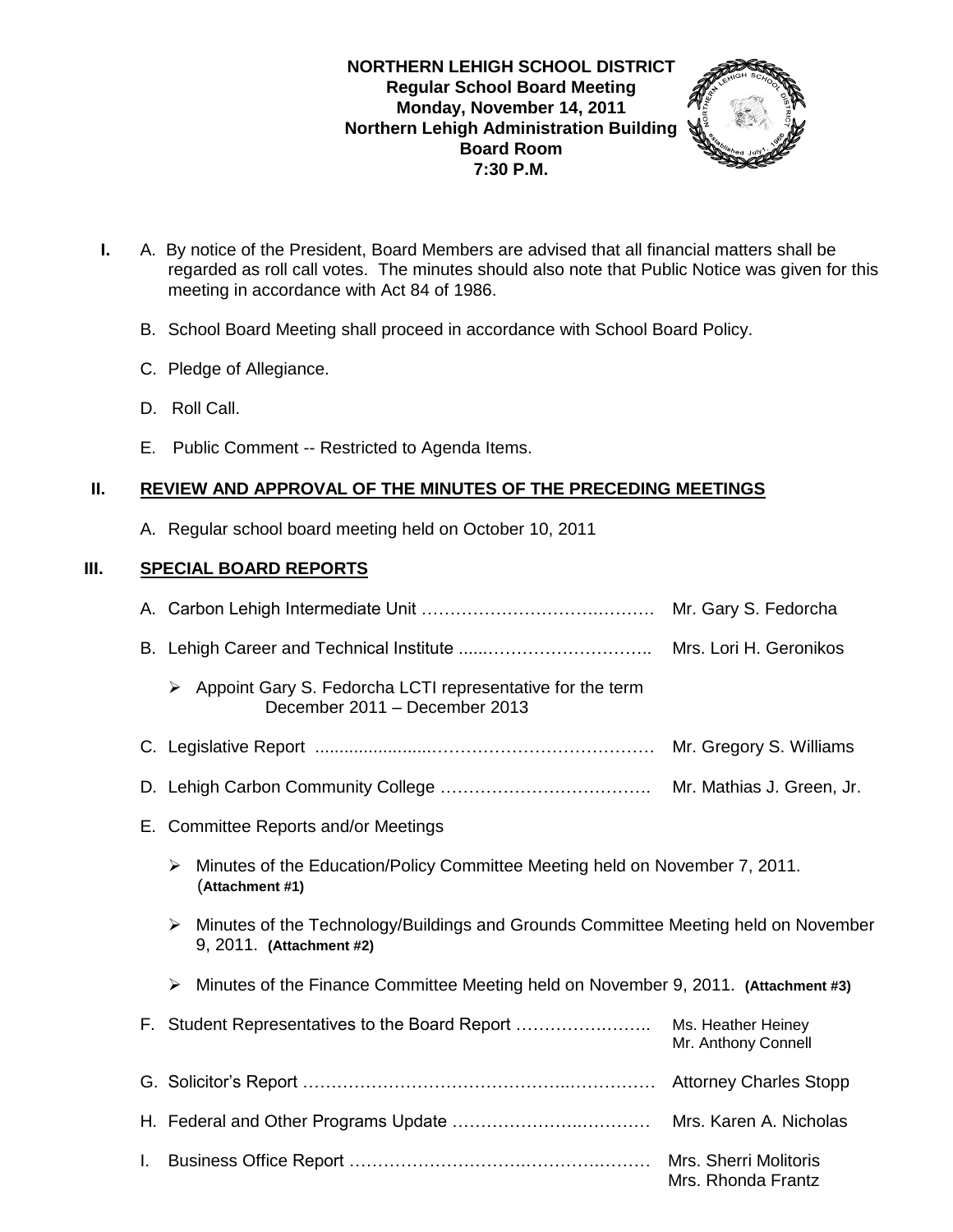**NORTHERN LEHIGH SCHOOL DISTRICT**
**Regular School Board Meeting**
**Monday, November 14, 2011**
**Northern Lehigh Administration Building**
**Board Room**
**7:30 P.M.**

**I.** A. By notice of the President, Board Members are advised that all financial matters shall be regarded as roll call votes. The minutes should also note that Public Notice was given for this meeting in accordance with Act 84 of 1986.

B. School Board Meeting shall proceed in accordance with School Board Policy.

C. Pledge of Allegiance.

D. Roll Call.

E. Public Comment -- Restricted to Agenda Items.

## II. REVIEW AND APPROVAL OF THE MINUTES OF THE PRECEDING MEETINGS

A. Regular school board meeting held on October 10, 2011

## III. SPECIAL BOARD REPORTS

A. Carbon Lehigh Intermediate Unit ………………………………………. Mr. Gary S. Fedorcha

B. Lehigh Career and Technical Institute ......……………………….. Mrs. Lori H. Geronikos

- Appoint Gary S. Fedorcha LCTI representative for the term December 2011 – December 2013

C. Legislative Report ........................………………………………… Mr. Gregory S. Williams

D. Lehigh Carbon Community College ………………………………. Mr. Mathias J. Green, Jr.

E. Committee Reports and/or Meetings

- Minutes of the Education/Policy Committee Meeting held on November 7, 2011. (**Attachment #1)**
- Minutes of the Technology/Buildings and Grounds Committee Meeting held on November 9, 2011. **(Attachment #2)**
- Minutes of the Finance Committee Meeting held on November 9, 2011. **(Attachment #3)**

F. Student Representatives to the Board Report ………………….. Ms. Heather Heiney, Mr. Anthony Connell

G. Solicitor's Report ………………………………………..…………… Attorney Charles Stopp

H. Federal and Other Programs Update ………………….………… Mrs. Karen A. Nicholas

I. Business Office Report ………………………….………….……… Mrs. Sherri Molitoris, Mrs. Rhonda Frantz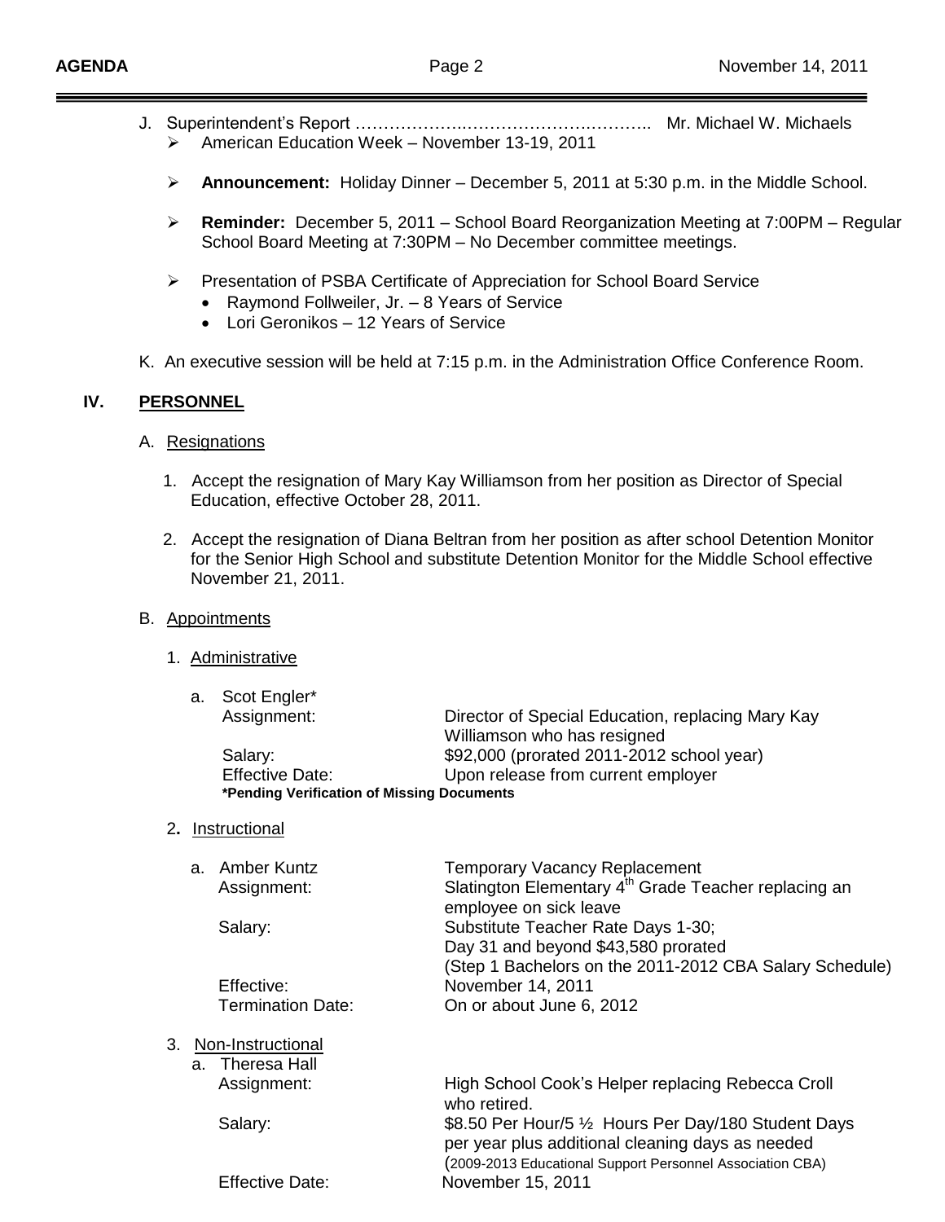J. Superintendent's Report …………………………………………….. Mr. Michael W. Michaels
   - American Education Week – November 13-19, 2011
   - **Announcement:** Holiday Dinner – December 5, 2011 at 5:30 p.m. in the Middle School.
   - **Reminder:** December 5, 2011 – School Board Reorganization Meeting at 7:00PM – Regular School Board Meeting at 7:30PM – No December committee meetings.
   - Presentation of PSBA Certificate of Appreciation for School Board Service
     - Raymond Follweiler, Jr. – 8 Years of Service
     - Lori Geronikos – 12 Years of Service

K. An executive session will be held at 7:15 p.m. in the Administration Office Conference Room.

## IV. PERSONNEL

A. Resignations

1. Accept the resignation of Mary Kay Williamson from her position as Director of Special Education, effective October 28, 2011.

2. Accept the resignation of Diana Beltran from her position as after school Detention Monitor for the Senior High School and substitute Detention Monitor for the Middle School effective November 21, 2011.

B. Appointments

1. Administrative

   a. Scot Engler*
      Assignment: Director of Special Education, replacing Mary Kay Williamson who has resigned
      Salary: $92,000 (prorated 2011-2012 school year)
      Effective Date: Upon release from current employer
      **\*Pending Verification of Missing Documents**

2. Instructional

   a. Amber Kuntz — Temporary Vacancy Replacement
      Assignment: Slatington Elementary 4th Grade Teacher replacing an employee on sick leave
      Salary: Substitute Teacher Rate Days 1-30; Day 31 and beyond $43,580 prorated (Step 1 Bachelors on the 2011-2012 CBA Salary Schedule)
      Effective: November 14, 2011
      Termination Date: On or about June 6, 2012

3. Non-Instructional

   a. Theresa Hall
      Assignment: High School Cook's Helper replacing Rebecca Croll who retired.
      Salary: $8.50 Per Hour/5 ½ Hours Per Day/180 Student Days per year plus additional cleaning days as needed (2009-2013 Educational Support Personnel Association CBA)
      Effective Date: November 15, 2011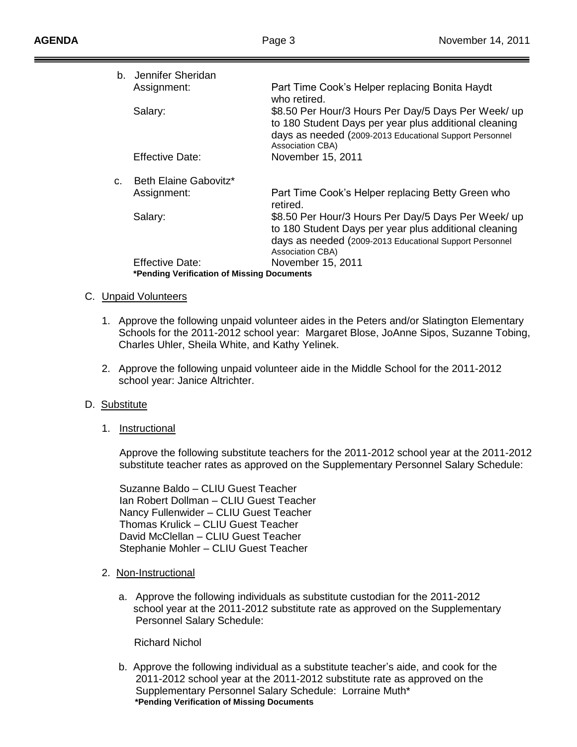b. Jennifer Sheridan

| | |
|---|---|
| Assignment: | Part Time Cook's Helper replacing Bonita Haydt who retired. |
| Salary: | $8.50 Per Hour/3 Hours Per Day/5 Days Per Week/ up to 180 Student Days per year plus additional cleaning days as needed (2009-2013 Educational Support Personnel Association CBA) |
| Effective Date: | November 15, 2011 |

c. Beth Elaine Gabovitz*

| | |
|---|---|
| Assignment: | Part Time Cook's Helper replacing Betty Green who retired. |
| Salary: | $8.50 Per Hour/3 Hours Per Day/5 Days Per Week/ up to 180 Student Days per year plus additional cleaning days as needed (2009-2013 Educational Support Personnel Association CBA) |
| Effective Date: | November 15, 2011 |

**\*Pending Verification of Missing Documents**

C. Unpaid Volunteers

1. Approve the following unpaid volunteer aides in the Peters and/or Slatington Elementary Schools for the 2011-2012 school year: Margaret Blose, JoAnne Sipos, Suzanne Tobing, Charles Uhler, Sheila White, and Kathy Yelinek.

2. Approve the following unpaid volunteer aide in the Middle School for the 2011-2012 school year: Janice Altrichter.

D. Substitute

1. Instructional

   Approve the following substitute teachers for the 2011-2012 school year at the 2011-2012 substitute teacher rates as approved on the Supplementary Personnel Salary Schedule:

   Suzanne Baldo – CLIU Guest Teacher
   Ian Robert Dollman – CLIU Guest Teacher
   Nancy Fullenwider – CLIU Guest Teacher
   Thomas Krulick – CLIU Guest Teacher
   David McClellan – CLIU Guest Teacher
   Stephanie Mohler – CLIU Guest Teacher

2. Non-Instructional

   a. Approve the following individuals as substitute custodian for the 2011-2012 school year at the 2011-2012 substitute rate as approved on the Supplementary Personnel Salary Schedule:

      Richard Nichol

   b. Approve the following individual as a substitute teacher's aide, and cook for the 2011-2012 school year at the 2011-2012 substitute rate as approved on the Supplementary Personnel Salary Schedule: Lorraine Muth*
      **\*Pending Verification of Missing Documents**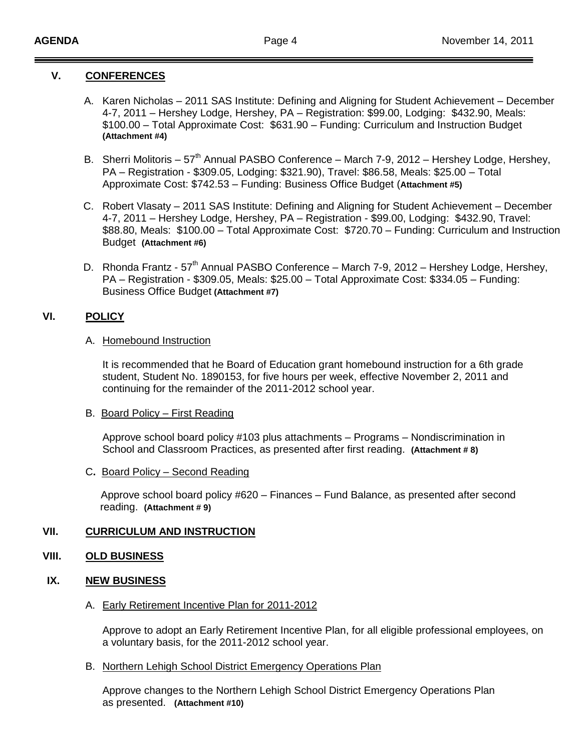## V. CONFERENCES

A. Karen Nicholas – 2011 SAS Institute: Defining and Aligning for Student Achievement – December 4-7, 2011 – Hershey Lodge, Hershey, PA – Registration: $99.00, Lodging: $432.90, Meals: $100.00 – Total Approximate Cost: $631.90 – Funding: Curriculum and Instruction Budget **(Attachment #4)**

B. Sherri Molitoris – 57th Annual PASBO Conference – March 7-9, 2012 – Hershey Lodge, Hershey, PA – Registration - $309.05, Lodging: $321.90), Travel: $86.58, Meals: $25.00 – Total Approximate Cost: $742.53 – Funding: Business Office Budget (**Attachment #5)**

C. Robert Vlasaty – 2011 SAS Institute: Defining and Aligning for Student Achievement – December 4-7, 2011 – Hershey Lodge, Hershey, PA – Registration - $99.00, Lodging: $432.90, Travel: $88.80, Meals: $100.00 – Total Approximate Cost: $720.70 – Funding: Curriculum and Instruction Budget **(Attachment #6)**

D. Rhonda Frantz - 57th Annual PASBO Conference – March 7-9, 2012 – Hershey Lodge, Hershey, PA – Registration - $309.05, Meals: $25.00 – Total Approximate Cost: $334.05 – Funding: Business Office Budget **(Attachment #7)**

## VI. POLICY

A. Homebound Instruction

It is recommended that he Board of Education grant homebound instruction for a 6th grade student, Student No. 1890153, for five hours per week, effective November 2, 2011 and continuing for the remainder of the 2011-2012 school year.

B. Board Policy – First Reading

Approve school board policy #103 plus attachments – Programs – Nondiscrimination in School and Classroom Practices, as presented after first reading. **(Attachment # 8)**

C. Board Policy – Second Reading

Approve school board policy #620 – Finances – Fund Balance, as presented after second reading. **(Attachment # 9)**

## VII. CURRICULUM AND INSTRUCTION

## VIII. OLD BUSINESS

## IX. NEW BUSINESS

A. Early Retirement Incentive Plan for 2011-2012

Approve to adopt an Early Retirement Incentive Plan, for all eligible professional employees, on a voluntary basis, for the 2011-2012 school year.

B. Northern Lehigh School District Emergency Operations Plan

Approve changes to the Northern Lehigh School District Emergency Operations Plan as presented. **(Attachment #10)**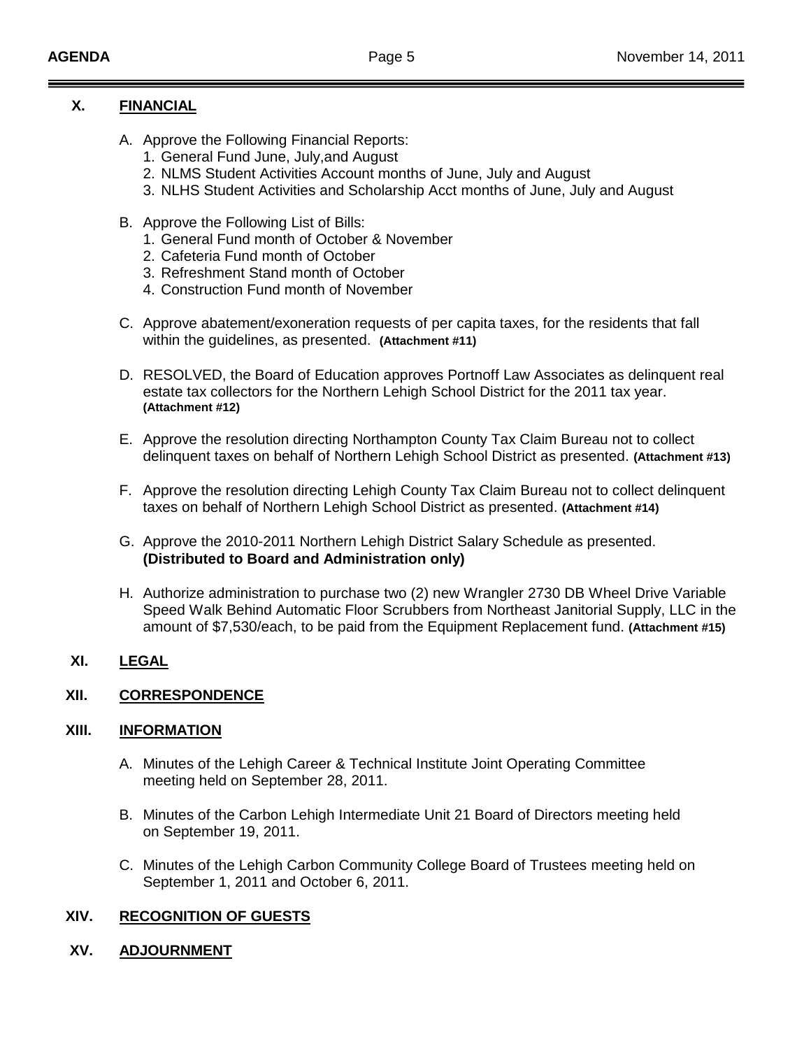## X. FINANCIAL

A. Approve the Following Financial Reports:
   1. General Fund June, July,and August
   2. NLMS Student Activities Account months of June, July and August
   3. NLHS Student Activities and Scholarship Acct months of June, July and August

B. Approve the Following List of Bills:
   1. General Fund month of October & November
   2. Cafeteria Fund month of October
   3. Refreshment Stand month of October
   4. Construction Fund month of November

C. Approve abatement/exoneration requests of per capita taxes, for the residents that fall within the guidelines, as presented. **(Attachment #11)**

D. RESOLVED, the Board of Education approves Portnoff Law Associates as delinquent real estate tax collectors for the Northern Lehigh School District for the 2011 tax year. **(Attachment #12)**

E. Approve the resolution directing Northampton County Tax Claim Bureau not to collect delinquent taxes on behalf of Northern Lehigh School District as presented. **(Attachment #13)**

F. Approve the resolution directing Lehigh County Tax Claim Bureau not to collect delinquent taxes on behalf of Northern Lehigh School District as presented. **(Attachment #14)**

G. Approve the 2010-2011 Northern Lehigh District Salary Schedule as presented. **(Distributed to Board and Administration only)**

H. Authorize administration to purchase two (2) new Wrangler 2730 DB Wheel Drive Variable Speed Walk Behind Automatic Floor Scrubbers from Northeast Janitorial Supply, LLC in the amount of $7,530/each, to be paid from the Equipment Replacement fund. **(Attachment #15)**

## XI. LEGAL

## XII. CORRESPONDENCE

## XIII. INFORMATION

A. Minutes of the Lehigh Career & Technical Institute Joint Operating Committee meeting held on September 28, 2011.

B. Minutes of the Carbon Lehigh Intermediate Unit 21 Board of Directors meeting held on September 19, 2011.

C. Minutes of the Lehigh Carbon Community College Board of Trustees meeting held on September 1, 2011 and October 6, 2011.

## XIV. RECOGNITION OF GUESTS

## XV. ADJOURNMENT